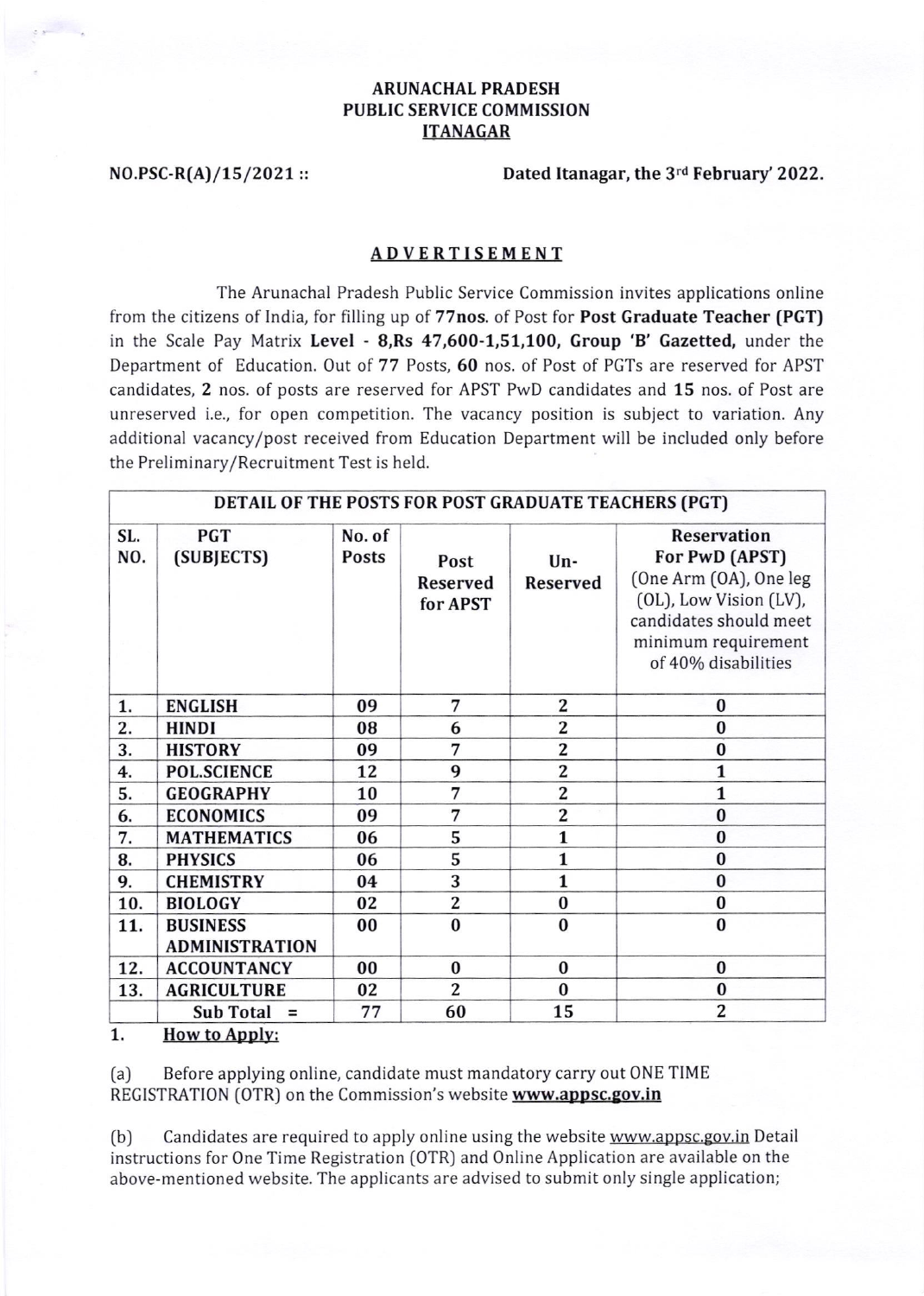# ARUNACHAL PRADESH PUBLIC SERVICE COMMISSION ITANAGAR

**NO.PSC-R(A)/15/2021 ::** **Dated Itanagar, the 3rd February' 2022.**

## ADVERTISEMENT

The Arunachal Pradesh Public Service Commission invites applications online from the citizens of India, for filling up of **77nos.** of Post for **Post Graduate Teacher (PGT)** in the Scale Pay Matrix **Level - 8,Rs 47,600-1,51,100, Group 'B' Gazetted,** under the Department of Education. Out of **77** Posts, **60** nos. of Post of PGTs are reserved for APST candidates, **2** nos. of posts are reserved for APST PwD candidates and **15** nos. of Post are unreserved i.e., for open competition. The vacancy position is subject to variation. Any additional vacancy/post received from Education Department will be included only before the Preliminary/Recruitment Test is held.

| DETAIL OF THE POSTS FOR POST GRADUATE TEACHERS (PGT) | | | | | |
|---|---|---|---|---|---|
| **SL. NO.** | **PGT (SUBJECTS)** | **No. of Posts** | **Post Reserved for APST** | **Un-Reserved** | **Reservation For PwD (APST)** (One Arm (OA), One leg (OL), Low Vision (LV), candidates should meet minimum requirement of 40% disabilities |
| 1. | ENGLISH | 09 | 7 | 2 | 0 |
| 2. | HINDI | 08 | 6 | 2 | 0 |
| 3. | HISTORY | 09 | 7 | 2 | 0 |
| 4. | POL.SCIENCE | 12 | 9 | 2 | 1 |
| 5. | GEOGRAPHY | 10 | 7 | 2 | 1 |
| 6. | ECONOMICS | 09 | 7 | 2 | 0 |
| 7. | MATHEMATICS | 06 | 5 | 1 | 0 |
| 8. | PHYSICS | 06 | 5 | 1 | 0 |
| 9. | CHEMISTRY | 04 | 3 | 1 | 0 |
| 10. | BIOLOGY | 02 | 2 | 0 | 0 |
| 11. | BUSINESS ADMINISTRATION | 00 | 0 | 0 | 0 |
| 12. | ACCOUNTANCY | 00 | 0 | 0 | 0 |
| 13. | AGRICULTURE | 02 | 2 | 0 | 0 |
| | **Sub Total =** | 77 | 60 | 15 | 2 |

1. **How to Apply:**

(a) Before applying online, candidate must mandatory carry out ONE TIME REGISTRATION (OTR) on the Commission's website **www.appsc.gov.in**

(b) Candidates are required to apply online using the website www.appsc.gov.in Detail instructions for One Time Registration (OTR) and Online Application are available on the above-mentioned website. The applicants are advised to submit only single application;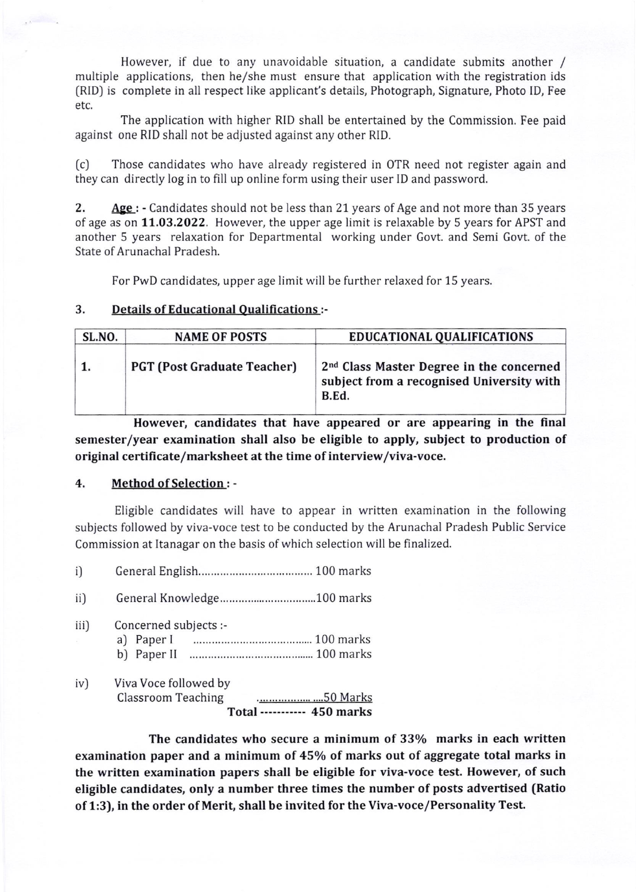However, if due to any unavoidable situation, a candidate submits another / multiple applications, then he/she must ensure that application with the registration ids (RID) is complete in all respect like applicant's details, Photograph, Signature, Photo ID, Fee etc.

The application with higher RID shall be entertained by the Commission. Fee paid against one RID shall not be adjusted against any other RID.

(c) Those candidates who have already registered in OTR need not register again and they can directly log in to fill up online form using their user ID and password.

**2. <u>Age</u> : -** Candidates should not be less than 21 years of Age and not more than 35 years of age as on **11.03.2022**. However, the upper age limit is relaxable by 5 years for APST and another 5 years relaxation for Departmental working under Govt. and Semi Govt. of the State of Arunachal Pradesh.

For PwD candidates, upper age limit will be further relaxed for 15 years.

**3. <u>Details of Educational Qualifications</u> :-**

| SL.NO. | NAME OF POSTS | EDUCATIONAL QUALIFICATIONS |
|---|---|---|
| 1. | **PGT (Post Graduate Teacher)** | **2nd Class Master Degree in the concerned subject from a recognised University with B.Ed.** |

**However, candidates that have appeared or are appearing in the final semester/year examination shall also be eligible to apply, subject to production of original certificate/marksheet at the time of interview/viva-voce.**

**4. <u>Method of Selection</u> : -**

Eligible candidates will have to appear in written examination in the following subjects followed by viva-voce test to be conducted by the Arunachal Pradesh Public Service Commission at Itanagar on the basis of which selection will be finalized.

i) General English....................................... 100 marks

ii) General Knowledge..................................100 marks

iii) Concerned subjects :-
   a) Paper I ....................................... 100 marks
   b) Paper II ....................................... 100 marks

iv) Viva Voce followed by
   Classroom Teaching .........................50 Marks

**Total ---------- 450 marks**

**The candidates who secure a minimum of 33% marks in each written examination paper and a minimum of 45% of marks out of aggregate total marks in the written examination papers shall be eligible for viva-voce test. However, of such eligible candidates, only a number three times the number of posts advertised (Ratio of 1:3), in the order of Merit, shall be invited for the Viva-voce/Personality Test.**